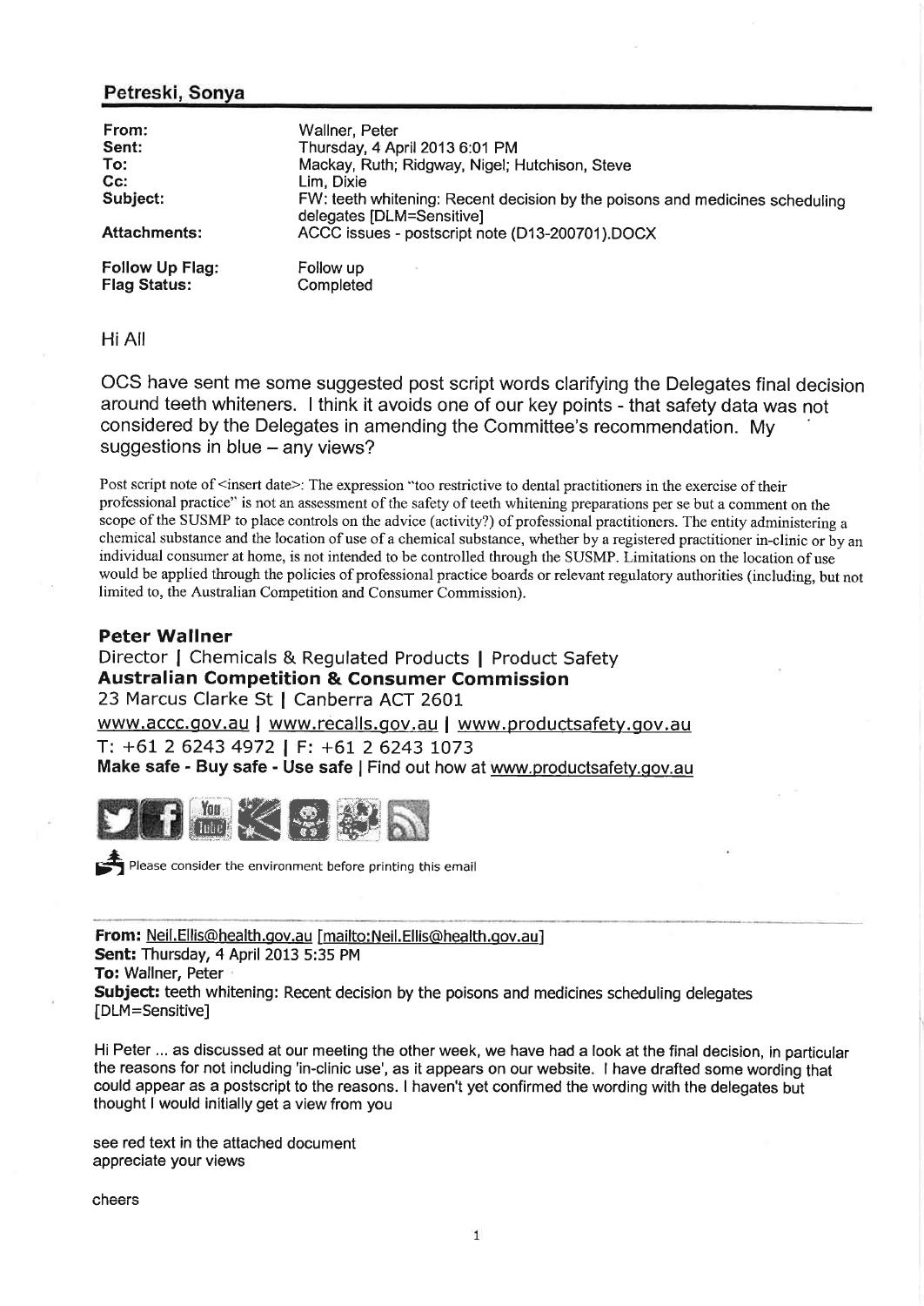## Petreski, Sonya

| | |
|---|---|
| **From:** | Wallner, Peter |
| **Sent:** | Thursday, 4 April 2013 6:01 PM |
| **To:** | Mackay, Ruth; Ridgway, Nigel; Hutchison, Steve |
| **Cc:** | Lim, Dixie |
| **Subject:** | FW: teeth whitening: Recent decision by the poisons and medicines scheduling delegates [DLM=Sensitive] |
| **Attachments:** | ACCC issues - postscript note (D13-200701).DOCX |
| **Follow Up Flag:** | Follow up |
| **Flag Status:** | Completed |

Hi All

OCS have sent me some suggested post script words clarifying the Delegates final decision around teeth whiteners. I think it avoids one of our key points - that safety data was not considered by the Delegates in amending the Committee's recommendation. My suggestions in blue – any views?

Post script note of <insert date>: The expression "too restrictive to dental practitioners in the exercise of their professional practice" is not an assessment of the safety of teeth whitening preparations per se but a comment on the scope of the SUSMP to place controls on the advice (activity?) of professional practitioners. The entity administering a chemical substance and the location of use of a chemical substance, whether by a registered practitioner in-clinic or by an individual consumer at home, is not intended to be controlled through the SUSMP. Limitations on the location of use would be applied through the policies of professional practice boards or relevant regulatory authorities (including, but not limited to, the Australian Competition and Consumer Commission).

**Peter Wallner**
Director | Chemicals & Regulated Products | Product Safety
**Australian Competition & Consumer Commission**
23 Marcus Clarke St | Canberra ACT 2601
www.accc.gov.au | www.recalls.gov.au | www.productsafety.gov.au
T: +61 2 6243 4972 | F: +61 2 6243 1073
**Make safe - Buy safe - Use safe** | Find out how at www.productsafety.gov.au

Please consider the environment before printing this email

---

**From:** Neil.Ellis@health.gov.au [mailto:Neil.Ellis@health.gov.au]
**Sent:** Thursday, 4 April 2013 5:35 PM
**To:** Wallner, Peter
**Subject:** teeth whitening: Recent decision by the poisons and medicines scheduling delegates [DLM=Sensitive]

Hi Peter ... as discussed at our meeting the other week, we have had a look at the final decision, in particular the reasons for not including 'in-clinic use', as it appears on our website. I have drafted some wording that could appear as a postscript to the reasons. I haven't yet confirmed the wording with the delegates but thought I would initially get a view from you

see red text in the attached document
appreciate your views

cheers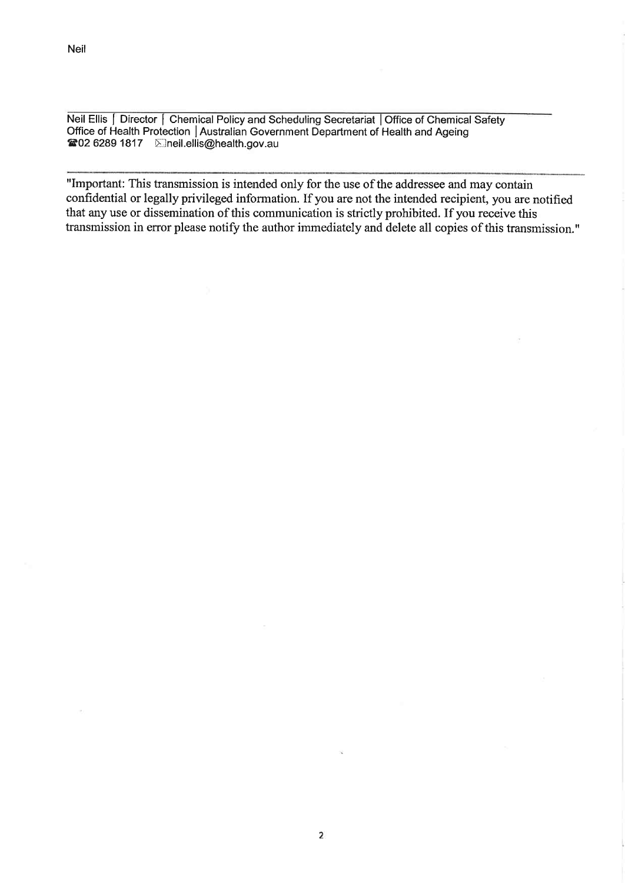Neil

---

Neil Ellis | Director | Chemical Policy and Scheduling Secretariat | Office of Chemical Safety
Office of Health Protection | Australian Government Department of Health and Ageing
☎02 6289 1817 ✉neil.ellis@health.gov.au

---

"Important: This transmission is intended only for the use of the addressee and may contain confidential or legally privileged information. If you are not the intended recipient, you are notified that any use or dissemination of this communication is strictly prohibited. If you receive this transmission in error please notify the author immediately and delete all copies of this transmission."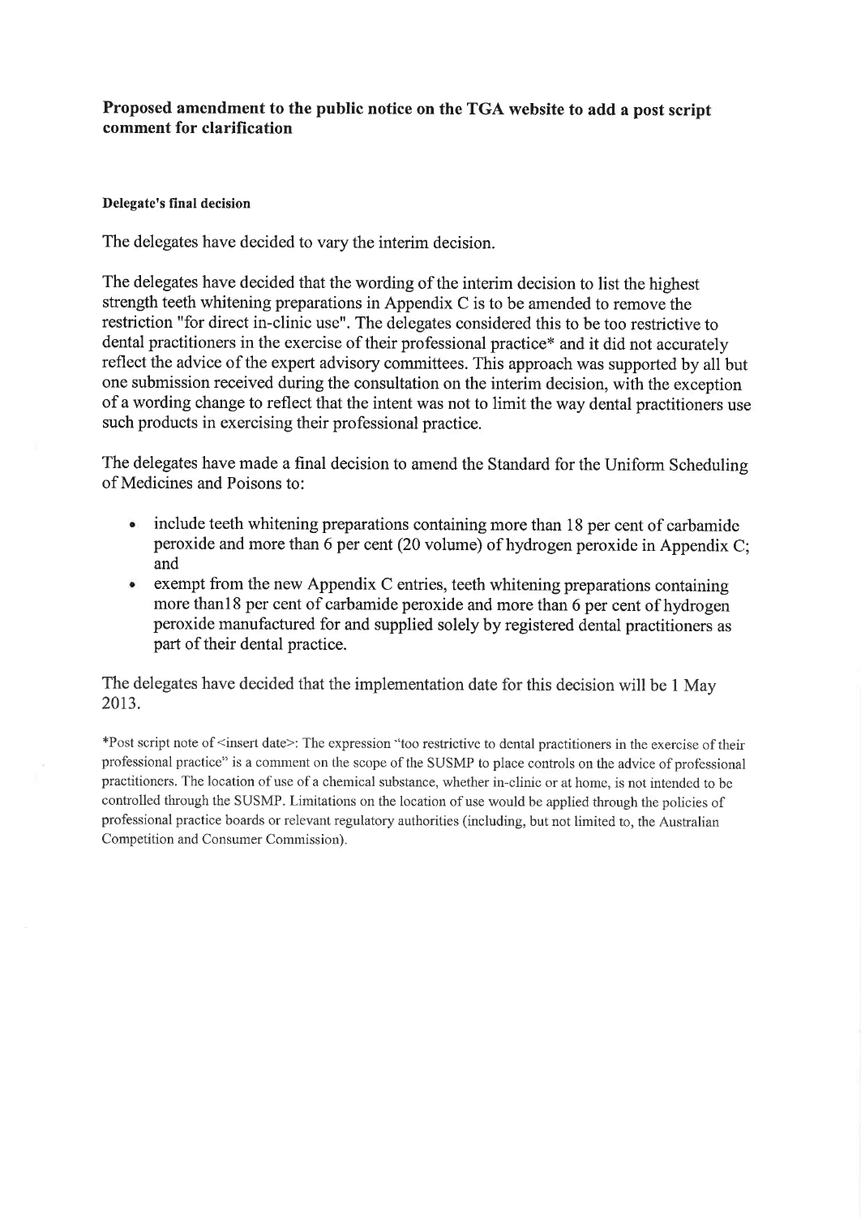## Proposed amendment to the public notice on the TGA website to add a post script comment for clarification

#### Delegate's final decision

The delegates have decided to vary the interim decision.

The delegates have decided that the wording of the interim decision to list the highest strength teeth whitening preparations in Appendix C is to be amended to remove the restriction "for direct in-clinic use". The delegates considered this to be too restrictive to dental practitioners in the exercise of their professional practice* and it did not accurately reflect the advice of the expert advisory committees. This approach was supported by all but one submission received during the consultation on the interim decision, with the exception of a wording change to reflect that the intent was not to limit the way dental practitioners use such products in exercising their professional practice.

The delegates have made a final decision to amend the Standard for the Uniform Scheduling of Medicines and Poisons to:

- include teeth whitening preparations containing more than 18 per cent of carbamide peroxide and more than 6 per cent (20 volume) of hydrogen peroxide in Appendix C; and
- exempt from the new Appendix C entries, teeth whitening preparations containing more than18 per cent of carbamide peroxide and more than 6 per cent of hydrogen peroxide manufactured for and supplied solely by registered dental practitioners as part of their dental practice.

The delegates have decided that the implementation date for this decision will be 1 May 2013.

*Post script note of <insert date>: The expression "too restrictive to dental practitioners in the exercise of their professional practice" is a comment on the scope of the SUSMP to place controls on the advice of professional practitioners. The location of use of a chemical substance, whether in-clinic or at home, is not intended to be controlled through the SUSMP. Limitations on the location of use would be applied through the policies of professional practice boards or relevant regulatory authorities (including, but not limited to, the Australian Competition and Consumer Commission).